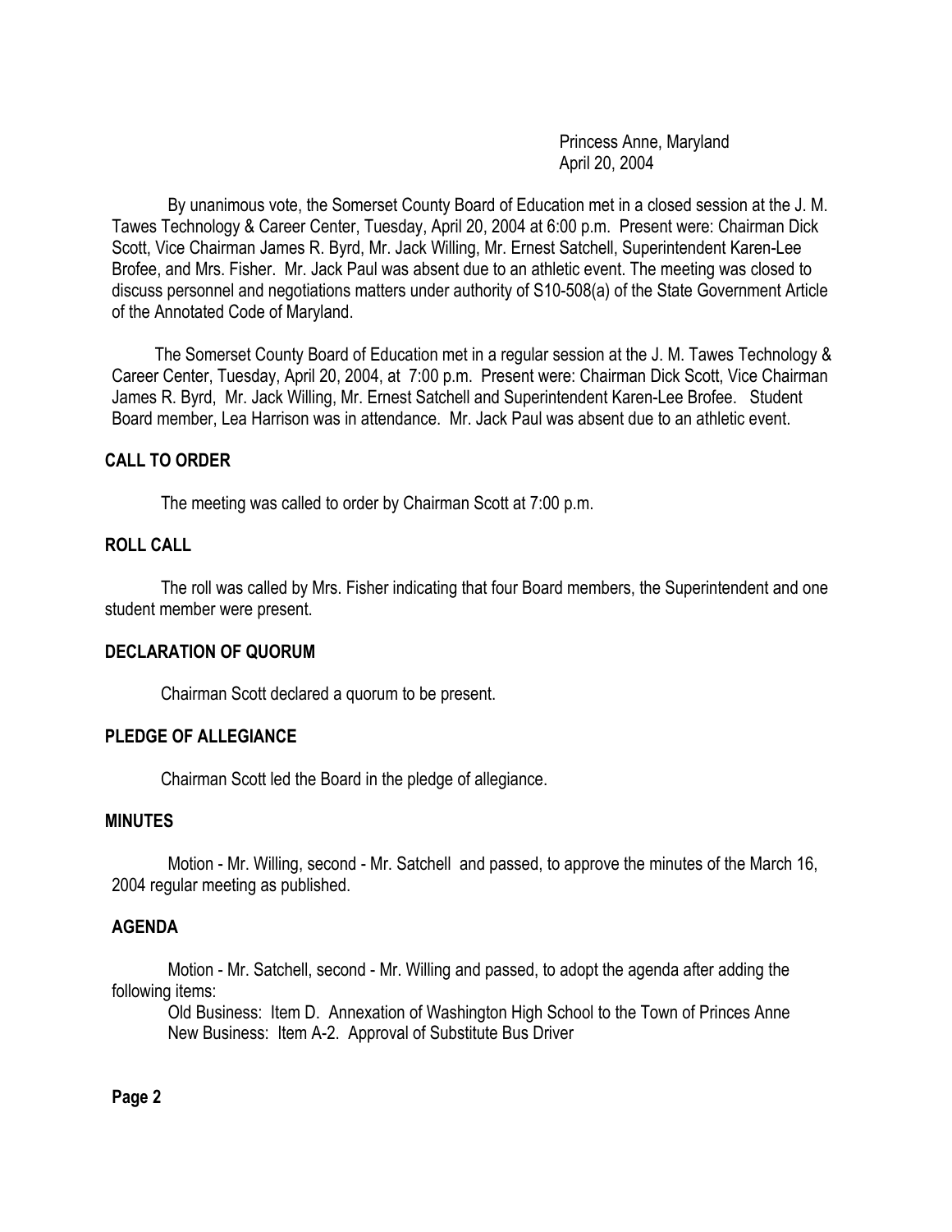Princess Anne, Maryland
April 20, 2004

By unanimous vote, the Somerset County Board of Education met in a closed session at the J. M. Tawes Technology & Career Center, Tuesday, April 20, 2004 at 6:00 p.m. Present were: Chairman Dick Scott, Vice Chairman James R. Byrd, Mr. Jack Willing, Mr. Ernest Satchell, Superintendent Karen-Lee Brofee, and Mrs. Fisher. Mr. Jack Paul was absent due to an athletic event. The meeting was closed to discuss personnel and negotiations matters under authority of S10-508(a) of the State Government Article of the Annotated Code of Maryland.

The Somerset County Board of Education met in a regular session at the J. M. Tawes Technology & Career Center, Tuesday, April 20, 2004, at 7:00 p.m. Present were: Chairman Dick Scott, Vice Chairman James R. Byrd, Mr. Jack Willing, Mr. Ernest Satchell and Superintendent Karen-Lee Brofee. Student Board member, Lea Harrison was in attendance. Mr. Jack Paul was absent due to an athletic event.

## CALL TO ORDER

The meeting was called to order by Chairman Scott at 7:00 p.m.

## ROLL CALL

The roll was called by Mrs. Fisher indicating that four Board members, the Superintendent and one student member were present.

## DECLARATION OF QUORUM

Chairman Scott declared a quorum to be present.

## PLEDGE OF ALLEGIANCE

Chairman Scott led the Board in the pledge of allegiance.

## MINUTES

Motion - Mr. Willing, second - Mr. Satchell and passed, to approve the minutes of the March 16, 2004 regular meeting as published.

## AGENDA

Motion - Mr. Satchell, second - Mr. Willing and passed, to adopt the agenda after adding the following items:

Old Business: Item D. Annexation of Washington High School to the Town of Princes Anne
New Business: Item A-2. Approval of Substitute Bus Driver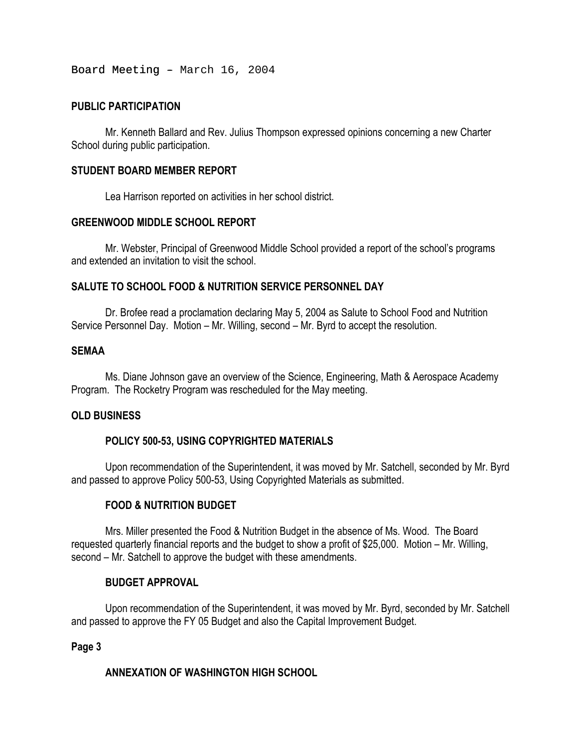Board Meeting – March 16, 2004

## PUBLIC PARTICIPATION

Mr. Kenneth Ballard and Rev. Julius Thompson expressed opinions concerning a new Charter School during public participation.

## STUDENT BOARD MEMBER REPORT

Lea Harrison reported on activities in her school district.

## GREENWOOD MIDDLE SCHOOL REPORT

Mr. Webster, Principal of Greenwood Middle School provided a report of the school's programs and extended an invitation to visit the school.

## SALUTE TO SCHOOL FOOD & NUTRITION SERVICE PERSONNEL DAY

Dr. Brofee read a proclamation declaring May 5, 2004 as Salute to School Food and Nutrition Service Personnel Day. Motion – Mr. Willing, second – Mr. Byrd to accept the resolution.

## SEMAA

Ms. Diane Johnson gave an overview of the Science, Engineering, Math & Aerospace Academy Program. The Rocketry Program was rescheduled for the May meeting.

## OLD BUSINESS

### POLICY 500-53, USING COPYRIGHTED MATERIALS

Upon recommendation of the Superintendent, it was moved by Mr. Satchell, seconded by Mr. Byrd and passed to approve Policy 500-53, Using Copyrighted Materials as submitted.

### FOOD & NUTRITION BUDGET

Mrs. Miller presented the Food & Nutrition Budget in the absence of Ms. Wood. The Board requested quarterly financial reports and the budget to show a profit of $25,000. Motion – Mr. Willing, second – Mr. Satchell to approve the budget with these amendments.

### BUDGET APPROVAL

Upon recommendation of the Superintendent, it was moved by Mr. Byrd, seconded by Mr. Satchell and passed to approve the FY 05 Budget and also the Capital Improvement Budget.

**Page 3**

### ANNEXATION OF WASHINGTON HIGH SCHOOL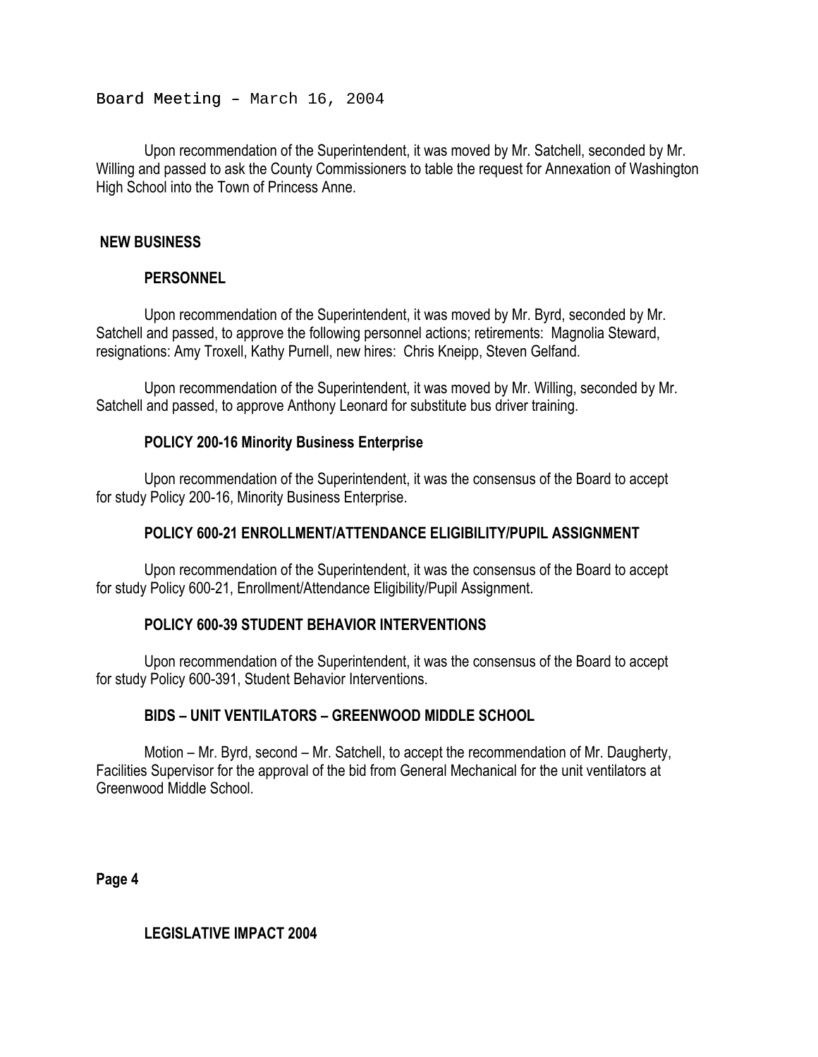Upon recommendation of the Superintendent, it was moved by Mr. Satchell, seconded by Mr. Willing and passed to ask the County Commissioners to table the request for Annexation of Washington High School into the Town of Princess Anne.

## NEW BUSINESS

### PERSONNEL

Upon recommendation of the Superintendent, it was moved by Mr. Byrd, seconded by Mr. Satchell and passed, to approve the following personnel actions; retirements: Magnolia Steward, resignations: Amy Troxell, Kathy Purnell, new hires: Chris Kneipp, Steven Gelfand.

Upon recommendation of the Superintendent, it was moved by Mr. Willing, seconded by Mr. Satchell and passed, to approve Anthony Leonard for substitute bus driver training.

### POLICY 200-16 Minority Business Enterprise

Upon recommendation of the Superintendent, it was the consensus of the Board to accept for study Policy 200-16, Minority Business Enterprise.

### POLICY 600-21 ENROLLMENT/ATTENDANCE ELIGIBILITY/PUPIL ASSIGNMENT

Upon recommendation of the Superintendent, it was the consensus of the Board to accept for study Policy 600-21, Enrollment/Attendance Eligibility/Pupil Assignment.

### POLICY 600-39 STUDENT BEHAVIOR INTERVENTIONS

Upon recommendation of the Superintendent, it was the consensus of the Board to accept for study Policy 600-391, Student Behavior Interventions.

### BIDS – UNIT VENTILATORS – GREENWOOD MIDDLE SCHOOL

Motion – Mr. Byrd, second – Mr. Satchell, to accept the recommendation of Mr. Daugherty, Facilities Supervisor for the approval of the bid from General Mechanical for the unit ventilators at Greenwood Middle School.

### LEGISLATIVE IMPACT 2004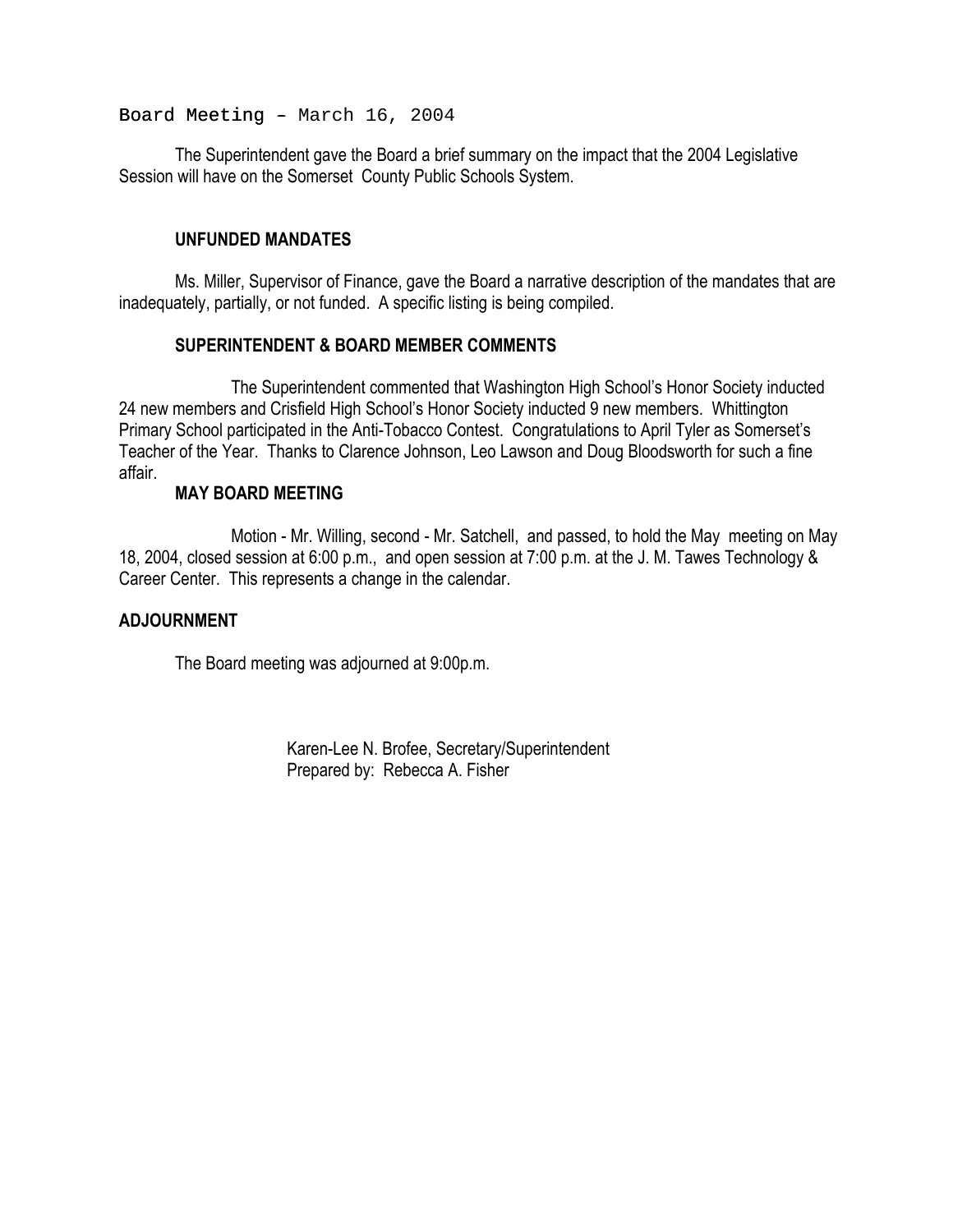Board Meeting – March 16, 2004

The Superintendent gave the Board a brief summary on the impact that the 2004 Legislative Session will have on the Somerset County Public Schools System.

**UNFUNDED MANDATES**

Ms. Miller, Supervisor of Finance, gave the Board a narrative description of the mandates that are inadequately, partially, or not funded. A specific listing is being compiled.

**SUPERINTENDENT & BOARD MEMBER COMMENTS**

The Superintendent commented that Washington High School's Honor Society inducted 24 new members and Crisfield High School's Honor Society inducted 9 new members. Whittington Primary School participated in the Anti-Tobacco Contest. Congratulations to April Tyler as Somerset's Teacher of the Year. Thanks to Clarence Johnson, Leo Lawson and Doug Bloodsworth for such a fine affair.

**MAY BOARD MEETING**

Motion - Mr. Willing, second - Mr. Satchell, and passed, to hold the May meeting on May 18, 2004, closed session at 6:00 p.m., and open session at 7:00 p.m. at the J. M. Tawes Technology & Career Center. This represents a change in the calendar.

**ADJOURNMENT**

The Board meeting was adjourned at 9:00p.m.

Karen-Lee N. Brofee, Secretary/Superintendent
Prepared by: Rebecca A. Fisher